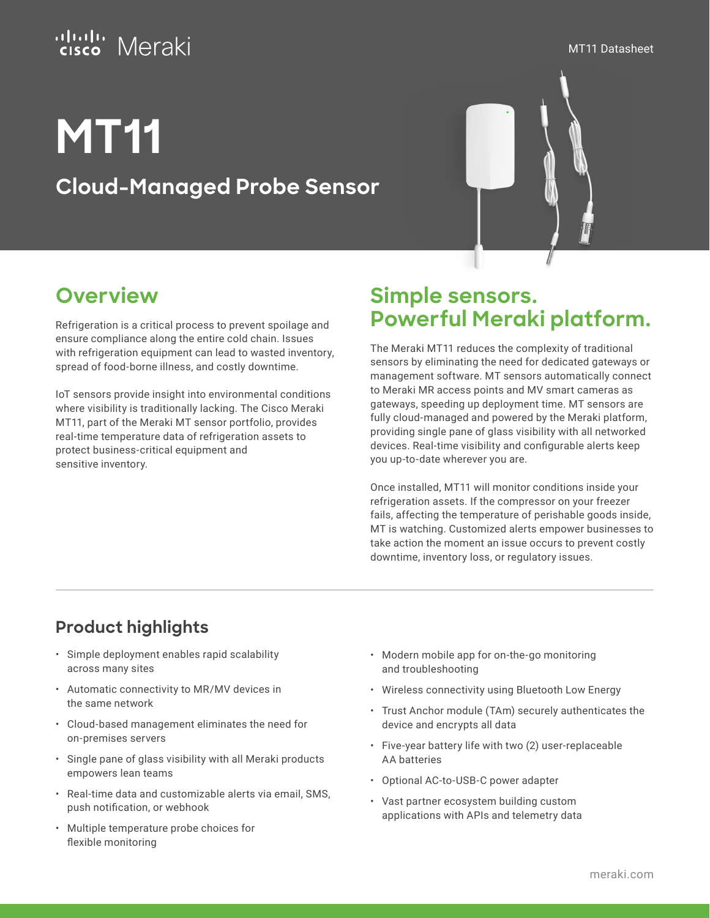# MT11

## Cloud-Managed Probe Sensor

## Overview

Refrigeration is a critical process to prevent spoilage and ensure compliance along the entire cold chain. Issues with refrigeration equipment can lead to wasted inventory, spread of food-borne illness, and costly downtime.

IoT sensors provide insight into environmental conditions where visibility is traditionally lacking. The Cisco Meraki MT11, part of the Meraki MT sensor portfolio, provides real-time temperature data of refrigeration assets to protect business-critical equipment and sensitive inventory.

## Simple sensors. Powerful Meraki platform.

The Meraki MT11 reduces the complexity of traditional sensors by eliminating the need for dedicated gateways or management software. MT sensors automatically connect to Meraki MR access points and MV smart cameras as gateways, speeding up deployment time. MT sensors are fully cloud-managed and powered by the Meraki platform, providing single pane of glass visibility with all networked devices. Real-time visibility and configurable alerts keep you up-to-date wherever you are.

Once installed, MT11 will monitor conditions inside your refrigeration assets. If the compressor on your freezer fails, affecting the temperature of perishable goods inside, MT is watching. Customized alerts empower businesses to take action the moment an issue occurs to prevent costly downtime, inventory loss, or regulatory issues.

## Product highlights

- Simple deployment enables rapid scalability across many sites
- Automatic connectivity to MR/MV devices in the same network
- Cloud-based management eliminates the need for on-premises servers
- Single pane of glass visibility with all Meraki products empowers lean teams
- Real-time data and customizable alerts via email, SMS, push notification, or webhook
- Multiple temperature probe choices for flexible monitoring
- Modern mobile app for on-the-go monitoring and troubleshooting
- Wireless connectivity using Bluetooth Low Energy
- Trust Anchor module (TAm) securely authenticates the device and encrypts all data
- Five-year battery life with two (2) user-replaceable AA batteries
- Optional AC-to-USB-C power adapter
- Vast partner ecosystem building custom applications with APIs and telemetry data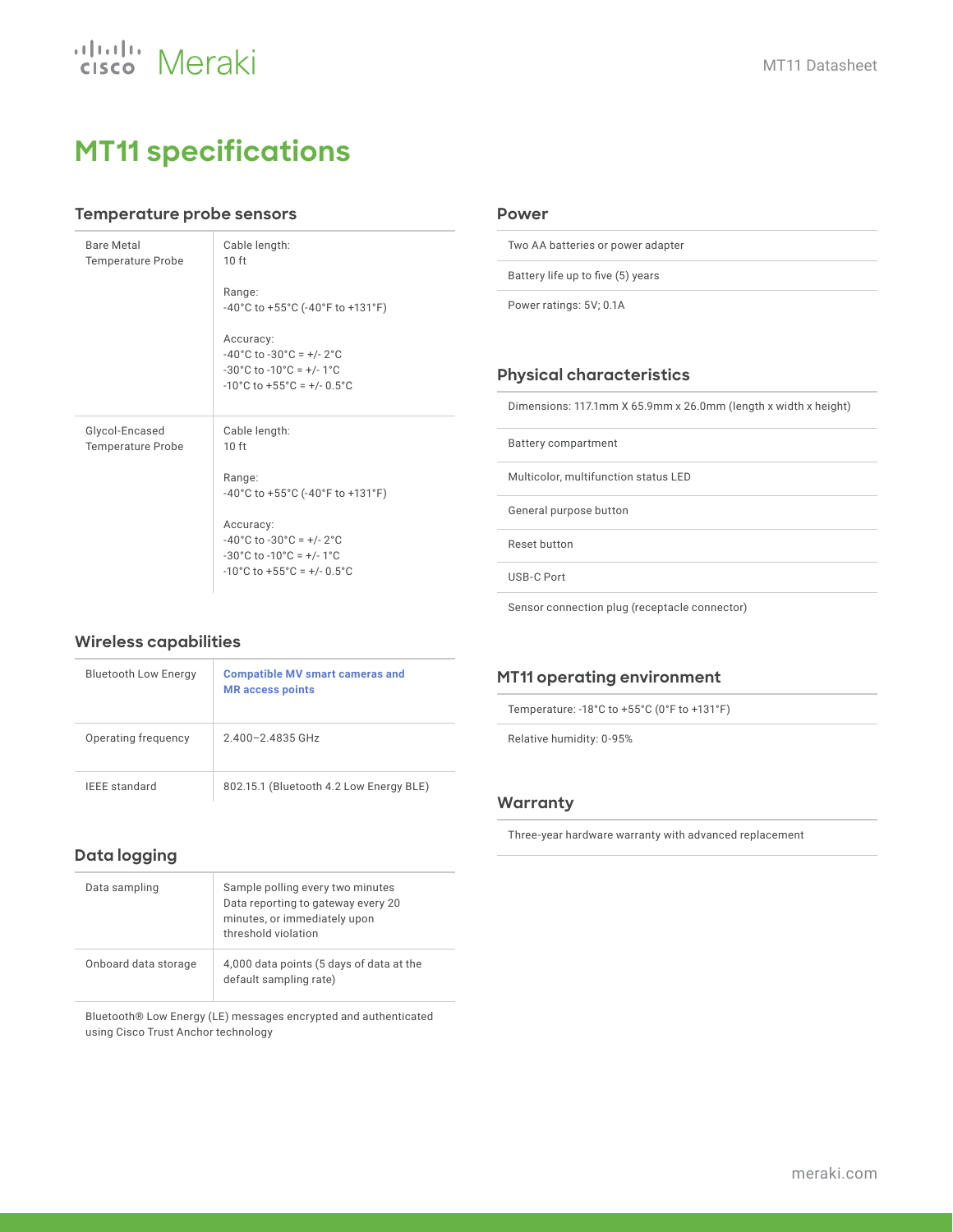# MT11 specifications

## Temperature probe sensors

| | |
|---|---|
| Bare Metal Temperature Probe | Cable length:<br>10 ft<br><br>Range:<br>-40°C to +55°C (-40°F to +131°F)<br><br>Accuracy:<br>-40°C to -30°C = +/- 2°C<br>-30°C to -10°C = +/- 1°C<br>-10°C to +55°C = +/- 0.5°C |
| Glycol-Encased Temperature Probe | Cable length:<br>10 ft<br><br>Range:<br>-40°C to +55°C (-40°F to +131°F)<br><br>Accuracy:<br>-40°C to -30°C = +/- 2°C<br>-30°C to -10°C = +/- 1°C<br>-10°C to +55°C = +/- 0.5°C |

## Wireless capabilities

| | |
|---|---|
| Bluetooth Low Energy | **Compatible MV smart cameras and MR access points** |
| Operating frequency | 2.400–2.4835 GHz |
| IEEE standard | 802.15.1 (Bluetooth 4.2 Low Energy BLE) |

## Data logging

| | |
|---|---|
| Data sampling | Sample polling every two minutes<br>Data reporting to gateway every 20 minutes, or immediately upon threshold violation |
| Onboard data storage | 4,000 data points (5 days of data at the default sampling rate) |

Bluetooth® Low Energy (LE) messages encrypted and authenticated using Cisco Trust Anchor technology

## Power

- Two AA batteries or power adapter
- Battery life up to five (5) years
- Power ratings: 5V; 0.1A

## Physical characteristics

- Dimensions: 117.1mm X 65.9mm x 26.0mm (length x width x height)
- Battery compartment
- Multicolor, multifunction status LED
- General purpose button
- Reset button
- USB-C Port
- Sensor connection plug (receptacle connector)

## MT11 operating environment

- Temperature: -18°C to +55°C (0°F to +131°F)
- Relative humidity: 0-95%

## Warranty

- Three-year hardware warranty with advanced replacement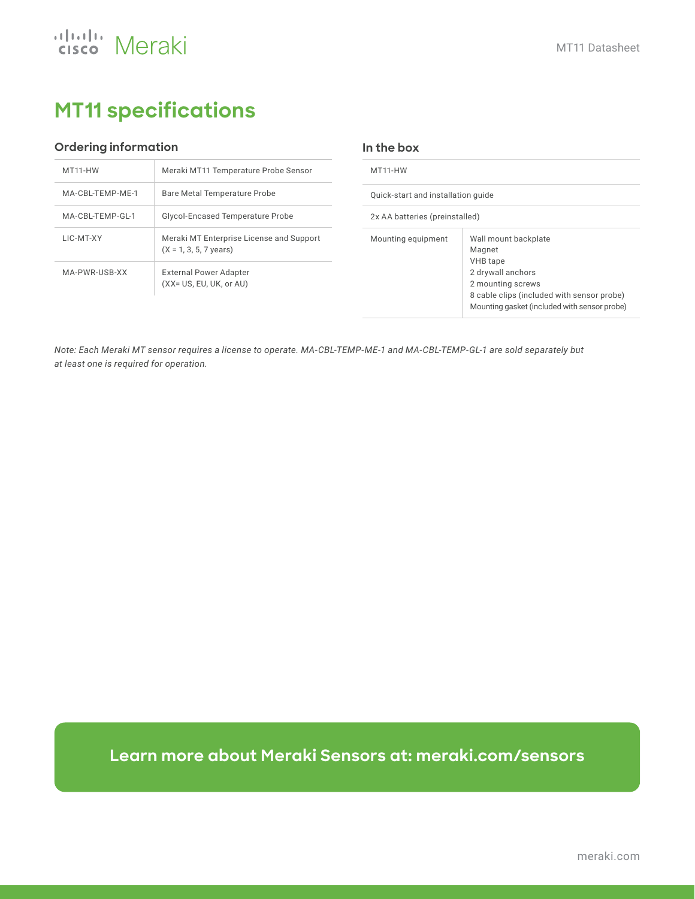# MT11 specifications

## Ordering information

| | |
|---|---|
| MT11-HW | Meraki MT11 Temperature Probe Sensor |
| MA-CBL-TEMP-ME-1 | Bare Metal Temperature Probe |
| MA-CBL-TEMP-GL-1 | Glycol-Encased Temperature Probe |
| LIC-MT-XY | Meraki MT Enterprise License and Support (X = 1, 3, 5, 7 years) |
| MA-PWR-USB-XX | External Power Adapter (XX= US, EU, UK, or AU) |

## In the box

| | |
|---|---|
| MT11-HW | |
| Quick-start and installation guide | |
| 2x AA batteries (preinstalled) | |
| Mounting equipment | Wall mount backplate<br>Magnet<br>VHB tape<br>2 drywall anchors<br>2 mounting screws<br>8 cable clips (included with sensor probe)<br>Mounting gasket (included with sensor probe) |

*Note: Each Meraki MT sensor requires a license to operate. MA-CBL-TEMP-ME-1 and MA-CBL-TEMP-GL-1 are sold separately but at least one is required for operation.*

**Learn more about Meraki Sensors at: meraki.com/sensors**